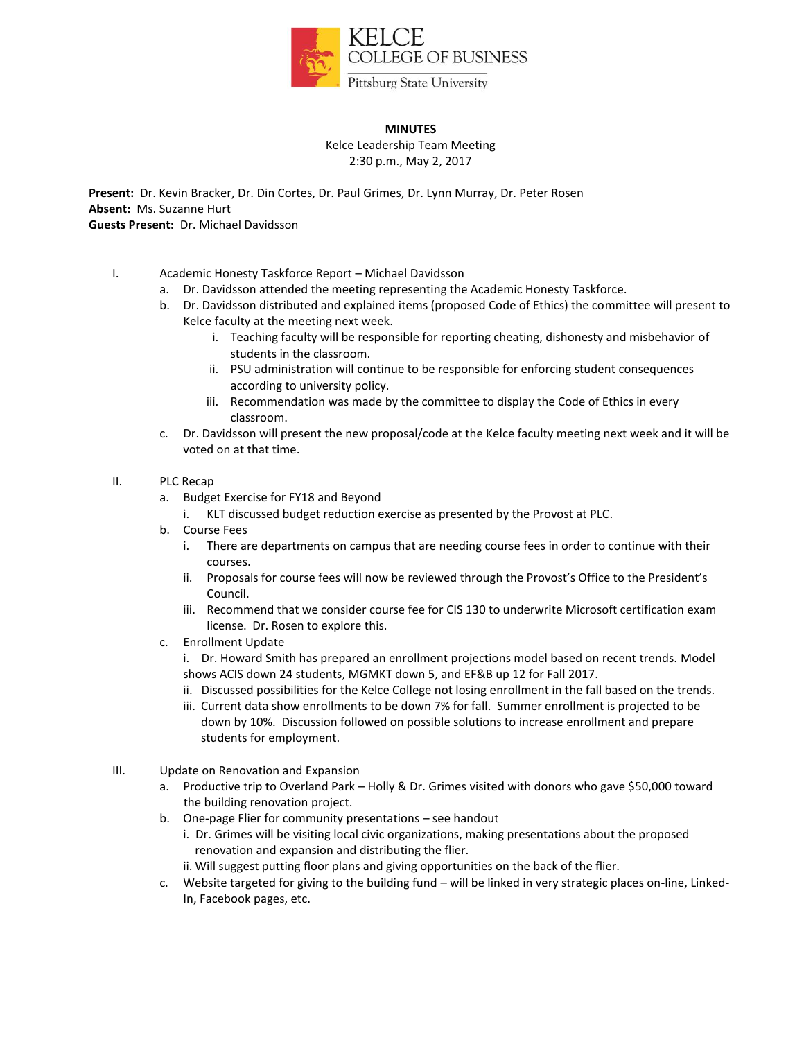KELCE COLLEGE OF BUSINESS
Pittsburg State University

**MINUTES**

Kelce Leadership Team Meeting
2:30 p.m., May 2, 2017

**Present:** Dr. Kevin Bracker, Dr. Din Cortes, Dr. Paul Grimes, Dr. Lynn Murray, Dr. Peter Rosen
**Absent:** Ms. Suzanne Hurt
**Guests Present:** Dr. Michael Davidsson

I. Academic Honesty Taskforce Report – Michael Davidsson
   a. Dr. Davidsson attended the meeting representing the Academic Honesty Taskforce.
   b. Dr. Davidsson distributed and explained items (proposed Code of Ethics) the committee will present to Kelce faculty at the meeting next week.
      i. Teaching faculty will be responsible for reporting cheating, dishonesty and misbehavior of students in the classroom.
      ii. PSU administration will continue to be responsible for enforcing student consequences according to university policy.
      iii. Recommendation was made by the committee to display the Code of Ethics in every classroom.
   c. Dr. Davidsson will present the new proposal/code at the Kelce faculty meeting next week and it will be voted on at that time.

II. PLC Recap
   a. Budget Exercise for FY18 and Beyond
      i. KLT discussed budget reduction exercise as presented by the Provost at PLC.
   b. Course Fees
      i. There are departments on campus that are needing course fees in order to continue with their courses.
      ii. Proposals for course fees will now be reviewed through the Provost's Office to the President's Council.
      iii. Recommend that we consider course fee for CIS 130 to underwrite Microsoft certification exam license. Dr. Rosen to explore this.
   c. Enrollment Update
      i. Dr. Howard Smith has prepared an enrollment projections model based on recent trends. Model shows ACIS down 24 students, MGMKT down 5, and EF&B up 12 for Fall 2017.
      ii. Discussed possibilities for the Kelce College not losing enrollment in the fall based on the trends.
      iii. Current data show enrollments to be down 7% for fall. Summer enrollment is projected to be down by 10%. Discussion followed on possible solutions to increase enrollment and prepare students for employment.

III. Update on Renovation and Expansion
   a. Productive trip to Overland Park – Holly & Dr. Grimes visited with donors who gave $50,000 toward the building renovation project.
   b. One-page Flier for community presentations – see handout
      i. Dr. Grimes will be visiting local civic organizations, making presentations about the proposed renovation and expansion and distributing the flier.
      ii. Will suggest putting floor plans and giving opportunities on the back of the flier.
   c. Website targeted for giving to the building fund – will be linked in very strategic places on-line, Linked-In, Facebook pages, etc.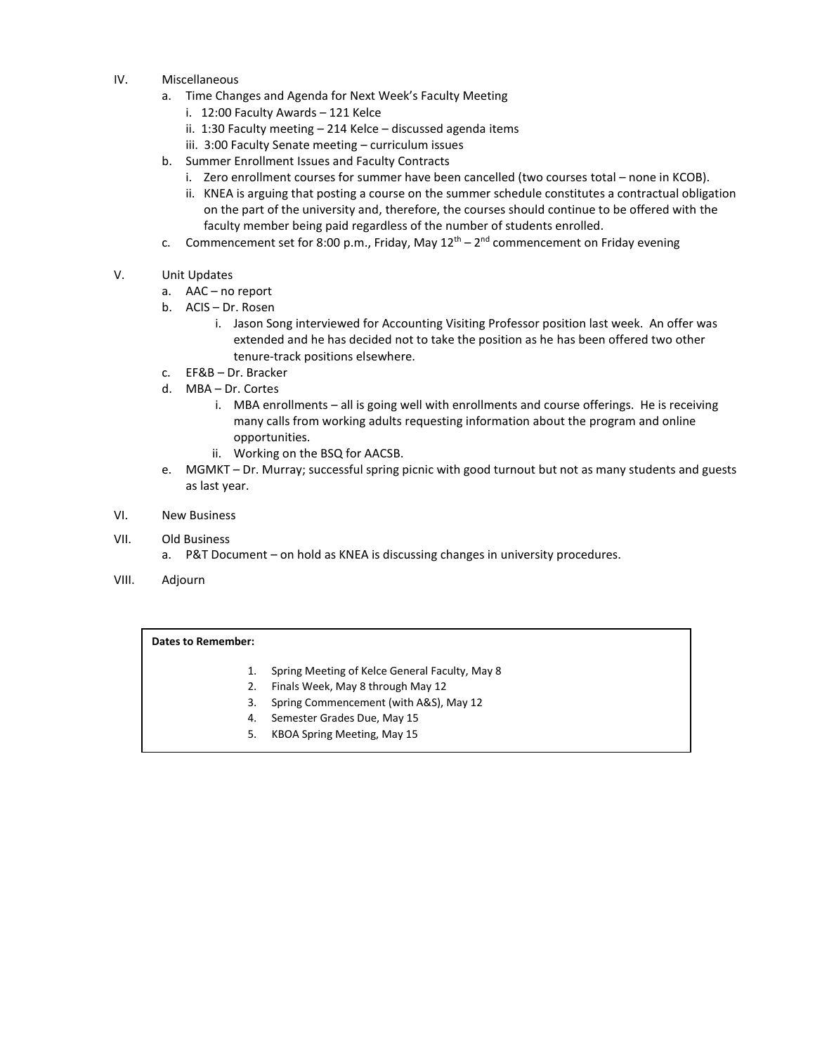IV. Miscellaneous
   a. Time Changes and Agenda for Next Week's Faculty Meeting
      i. 12:00 Faculty Awards – 121 Kelce
      ii. 1:30 Faculty meeting – 214 Kelce – discussed agenda items
      iii. 3:00 Faculty Senate meeting – curriculum issues
   b. Summer Enrollment Issues and Faculty Contracts
      i. Zero enrollment courses for summer have been cancelled (two courses total – none in KCOB).
      ii. KNEA is arguing that posting a course on the summer schedule constitutes a contractual obligation on the part of the university and, therefore, the courses should continue to be offered with the faculty member being paid regardless of the number of students enrolled.
   c. Commencement set for 8:00 p.m., Friday, May 12th – 2nd commencement on Friday evening

V. Unit Updates
   a. AAC – no report
   b. ACIS – Dr. Rosen
      i. Jason Song interviewed for Accounting Visiting Professor position last week. An offer was extended and he has decided not to take the position as he has been offered two other tenure-track positions elsewhere.
   c. EF&B – Dr. Bracker
   d. MBA – Dr. Cortes
      i. MBA enrollments – all is going well with enrollments and course offerings. He is receiving many calls from working adults requesting information about the program and online opportunities.
      ii. Working on the BSQ for AACSB.
   e. MGMKT – Dr. Murray; successful spring picnic with good turnout but not as many students and guests as last year.

VI. New Business

VII. Old Business
   a. P&T Document – on hold as KNEA is discussing changes in university procedures.

VIII. Adjourn

**Dates to Remember:**

1. Spring Meeting of Kelce General Faculty, May 8
2. Finals Week, May 8 through May 12
3. Spring Commencement (with A&S), May 12
4. Semester Grades Due, May 15
5. KBOA Spring Meeting, May 15